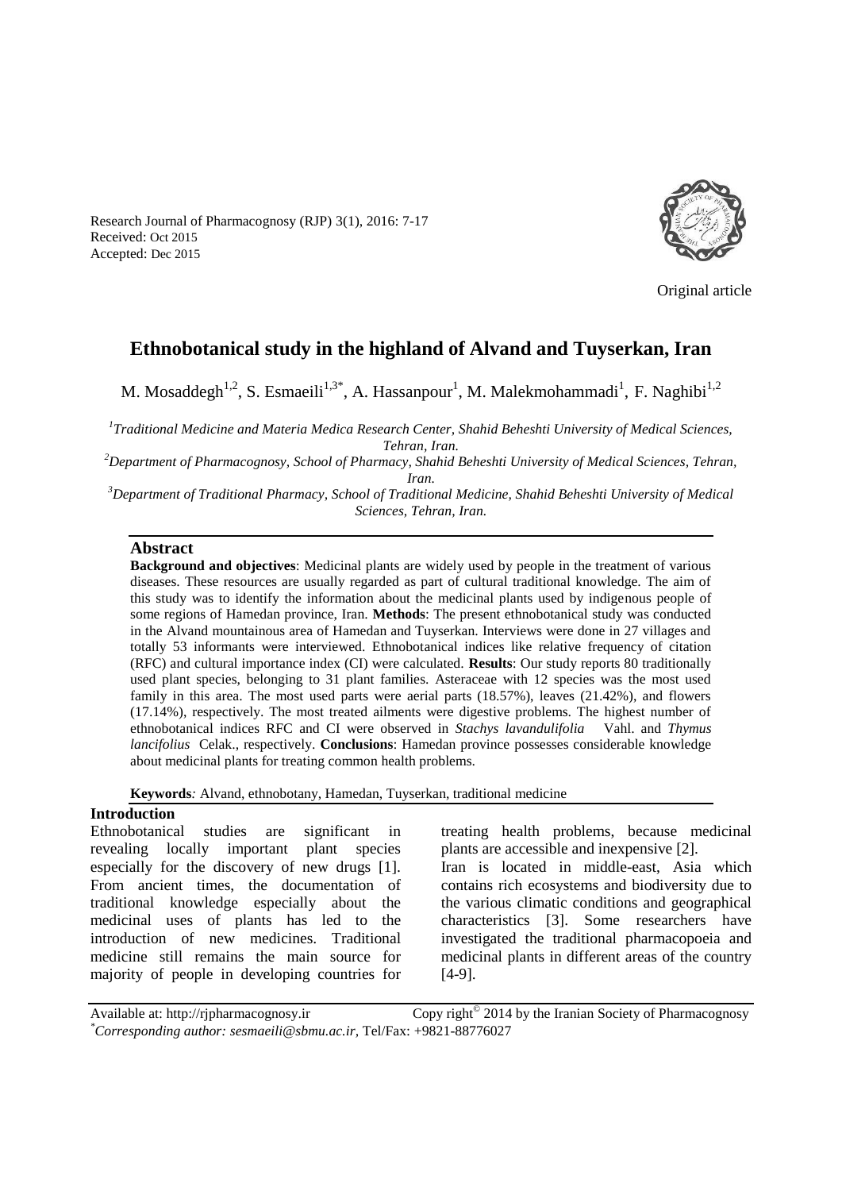Original article

# Ethnobotanical study in the highland of Alvand and Tuyserkan, Iran

M. Mosaddegh[1,2], S. Esmaeili[1,3*], A. Hassanpour[1], M. Malekmohammadi[1], F. Naghibi[1,2]

[1]*Traditional Medicine and Materia Medica Research Center, Shahid Beheshti University of Medical Sciences, Tehran, Iran.*

[2]*Department of Pharmacognosy, School of Pharmacy, Shahid Beheshti University of Medical Sciences, Tehran, Iran.*

[3]*Department of Traditional Pharmacy, School of Traditional Medicine, Shahid Beheshti University of Medical Sciences, Tehran, Iran.*

## Abstract

**Background and objectives**: Medicinal plants are widely used by people in the treatment of various diseases. These resources are usually regarded as part of cultural traditional knowledge. The aim of this study was to identify the information about the medicinal plants used by indigenous people of some regions of Hamedan province, Iran. **Methods**: The present ethnobotanical study was conducted in the Alvand mountainous area of Hamedan and Tuyserkan. Interviews were done in 27 villages and totally 53 informants were interviewed. Ethnobotanical indices like relative frequency of citation (RFC) and cultural importance index (CI) were calculated. **Results**: Our study reports 80 traditionally used plant species, belonging to 31 plant families. Asteraceae with 12 species was the most used family in this area. The most used parts were aerial parts (18.57%), leaves (21.42%), and flowers (17.14%), respectively. The most treated ailments were digestive problems. The highest number of ethnobotanical indices RFC and CI were observed in *Stachys lavandulifolia* Vahl. and *Thymus lancifolius* Celak., respectively. **Conclusions**: Hamedan province possesses considerable knowledge about medicinal plants for treating common health problems.

**Keywords**: Alvand, ethnobotany, Hamedan, Tuyserkan, traditional medicine

## Introduction

Ethnobotanical studies are significant in revealing locally important plant species especially for the discovery of new drugs [1]. From ancient times, the documentation of traditional knowledge especially about the medicinal uses of plants has led to the introduction of new medicines. Traditional medicine still remains the main source for majority of people in developing countries for treating health problems, because medicinal plants are accessible and inexpensive [2].

Iran is located in middle-east, Asia which contains rich ecosystems and biodiversity due to the various climatic conditions and geographical characteristics [3]. Some researchers have investigated the traditional pharmacopoeia and medicinal plants in different areas of the country [4-9].

Available at: http://rjpharmacognosy.ir Copy right© 2014 by the Iranian Society of Pharmacognosy

*Corresponding author: sesmaeili@sbmu.ac.ir, Tel/Fax: +9821-88776027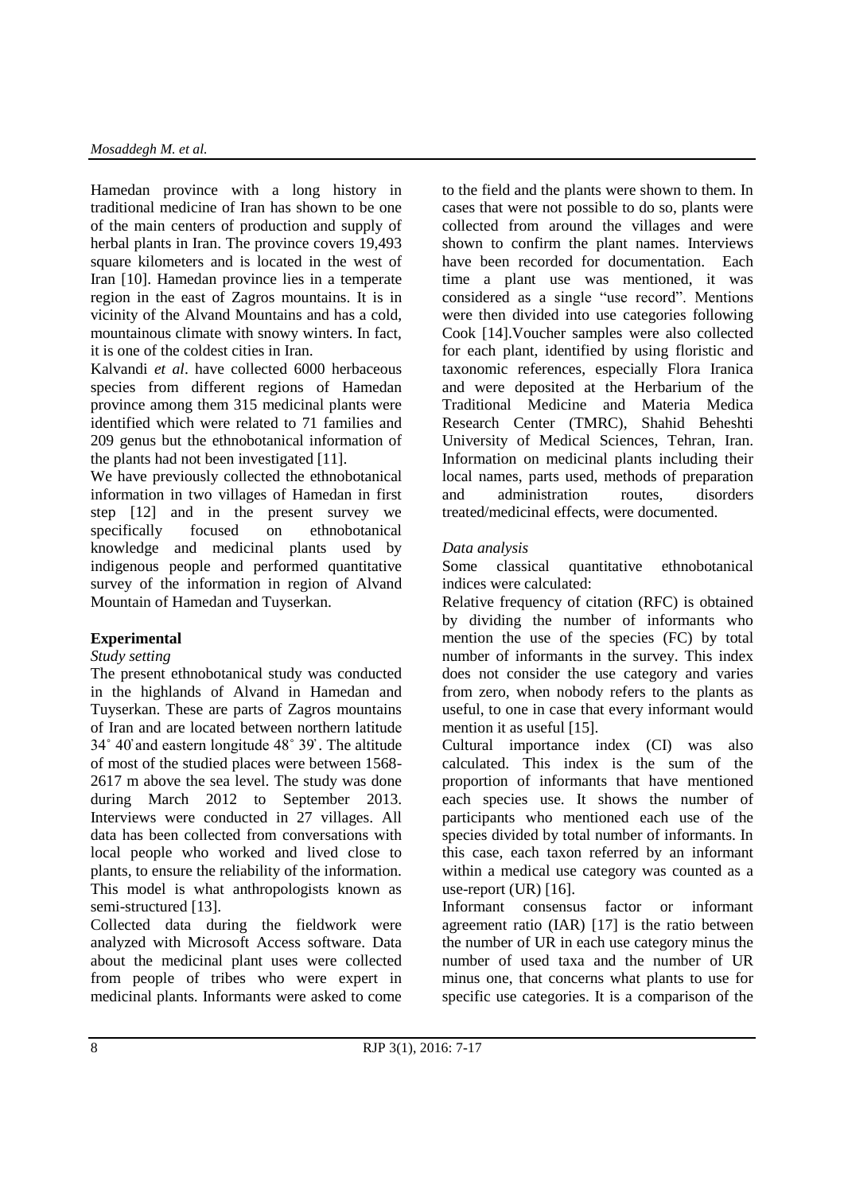Hamedan province with a long history in traditional medicine of Iran has shown to be one of the main centers of production and supply of herbal plants in Iran. The province covers 19,493 square kilometers and is located in the west of Iran [10]. Hamedan province lies in a temperate region in the east of Zagros mountains. It is in vicinity of the Alvand Mountains and has a cold, mountainous climate with snowy winters. In fact, it is one of the coldest cities in Iran.

Kalvandi *et al*. have collected 6000 herbaceous species from different regions of Hamedan province among them 315 medicinal plants were identified which were related to 71 families and 209 genus but the ethnobotanical information of the plants had not been investigated [11].

We have previously collected the ethnobotanical information in two villages of Hamedan in first step [12] and in the present survey we specifically focused on ethnobotanical knowledge and medicinal plants used by indigenous people and performed quantitative survey of the information in region of Alvand Mountain of Hamedan and Tuyserkan.

## Experimental

*Study setting*

The present ethnobotanical study was conducted in the highlands of Alvand in Hamedan and Tuyserkan. These are parts of Zagros mountains of Iran and are located between northern latitude 34˚ 40ʽ and eastern longitude 48˚ 39ʽ. The altitude of most of the studied places were between 1568-2617 m above the sea level. The study was done during March 2012 to September 2013. Interviews were conducted in 27 villages. All data has been collected from conversations with local people who worked and lived close to plants, to ensure the reliability of the information. This model is what anthropologists known as semi-structured [13].

Collected data during the fieldwork were analyzed with Microsoft Access software. Data about the medicinal plant uses were collected from people of tribes who were expert in medicinal plants. Informants were asked to come to the field and the plants were shown to them. In cases that were not possible to do so, plants were collected from around the villages and were shown to confirm the plant names. Interviews have been recorded for documentation. Each time a plant use was mentioned, it was considered as a single "use record". Mentions were then divided into use categories following Cook [14].Voucher samples were also collected for each plant, identified by using floristic and taxonomic references, especially Flora Iranica and were deposited at the Herbarium of the Traditional Medicine and Materia Medica Research Center (TMRC), Shahid Beheshti University of Medical Sciences, Tehran, Iran. Information on medicinal plants including their local names, parts used, methods of preparation and administration routes, disorders treated/medicinal effects, were documented.

*Data analysis*

Some classical quantitative ethnobotanical indices were calculated:

Relative frequency of citation (RFC) is obtained by dividing the number of informants who mention the use of the species (FC) by total number of informants in the survey. This index does not consider the use category and varies from zero, when nobody refers to the plants as useful, to one in case that every informant would mention it as useful [15].

Cultural importance index (CI) was also calculated. This index is the sum of the proportion of informants that have mentioned each species use. It shows the number of participants who mentioned each use of the species divided by total number of informants. In this case, each taxon referred by an informant within a medical use category was counted as a use-report (UR) [16].

Informant consensus factor or informant agreement ratio (IAR) [17] is the ratio between the number of UR in each use category minus the number of used taxa and the number of UR minus one, that concerns what plants to use for specific use categories. It is a comparison of the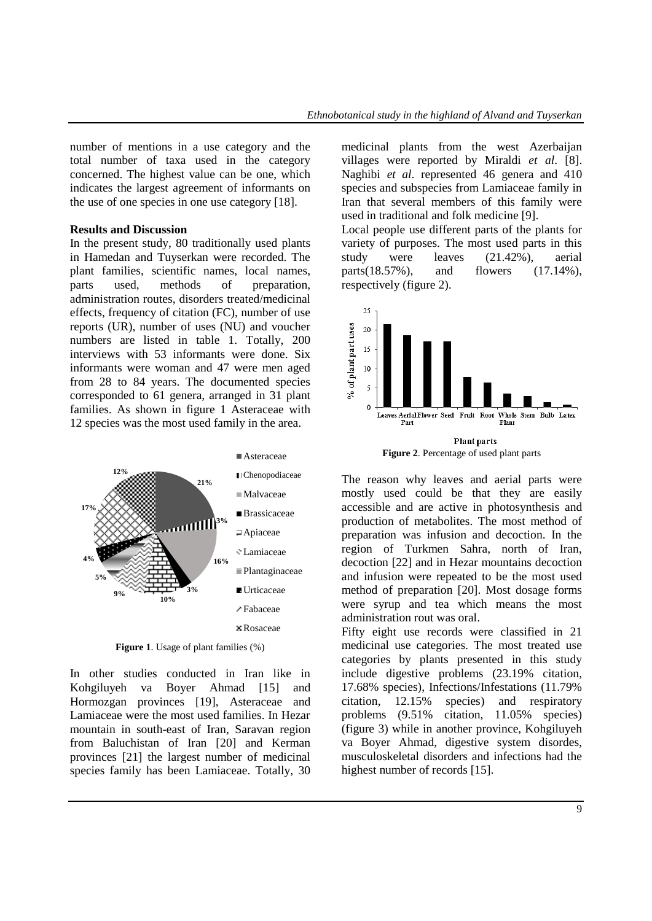number of mentions in a use category and the total number of taxa used in the category concerned. The highest value can be one, which indicates the largest agreement of informants on the use of one species in one use category [18].

**Results and Discussion**

In the present study, 80 traditionally used plants in Hamedan and Tuyserkan were recorded. The plant families, scientific names, local names, parts used, methods of preparation, administration routes, disorders treated/medicinal effects, frequency of citation (FC), number of use reports (UR), number of uses (NU) and voucher numbers are listed in table 1. Totally, 200 interviews with 53 informants were done. Six informants were woman and 47 were men aged from 28 to 84 years. The documented species corresponded to 61 genera, arranged in 31 plant families. As shown in figure 1 Asteraceae with 12 species was the most used family in the area.

**Figure 1**. Usage of plant families (%)

In other studies conducted in Iran like in Kohgiluyeh va Boyer Ahmad [15] and Hormozgan provinces [19], Asteraceae and Lamiaceae were the most used families. In Hezar mountain in south-east of Iran, Saravan region from Baluchistan of Iran [20] and Kerman provinces [21] the largest number of medicinal species family has been Lamiaceae. Totally, 30 medicinal plants from the west Azerbaijan villages were reported by Miraldi *et al*. [8]. Naghibi *et al*. represented 46 genera and 410 species and subspecies from Lamiaceae family in Iran that several members of this family were used in traditional and folk medicine [9].

Local people use different parts of the plants for variety of purposes. The most used parts in this study were leaves (21.42%), aerial parts(18.57%), and flowers (17.14%), respectively (figure 2).

**Figure 2**. Percentage of used plant parts

The reason why leaves and aerial parts were mostly used could be that they are easily accessible and are active in photosynthesis and production of metabolites. The most method of preparation was infusion and decoction. In the region of Turkmen Sahra, north of Iran, decoction [22] and in Hezar mountains decoction and infusion were repeated to be the most used method of preparation [20]. Most dosage forms were syrup and tea which means the most administration rout was oral.

Fifty eight use records were classified in 21 medicinal use categories. The most treated use categories by plants presented in this study include digestive problems (23.19% citation, 17.68% species), Infections/Infestations (11.79% citation, 12.15% species) and respiratory problems (9.51% citation, 11.05% species) (figure 3) while in another province, Kohgiluyeh va Boyer Ahmad, digestive system disordes, musculoskeletal disorders and infections had the highest number of records [15].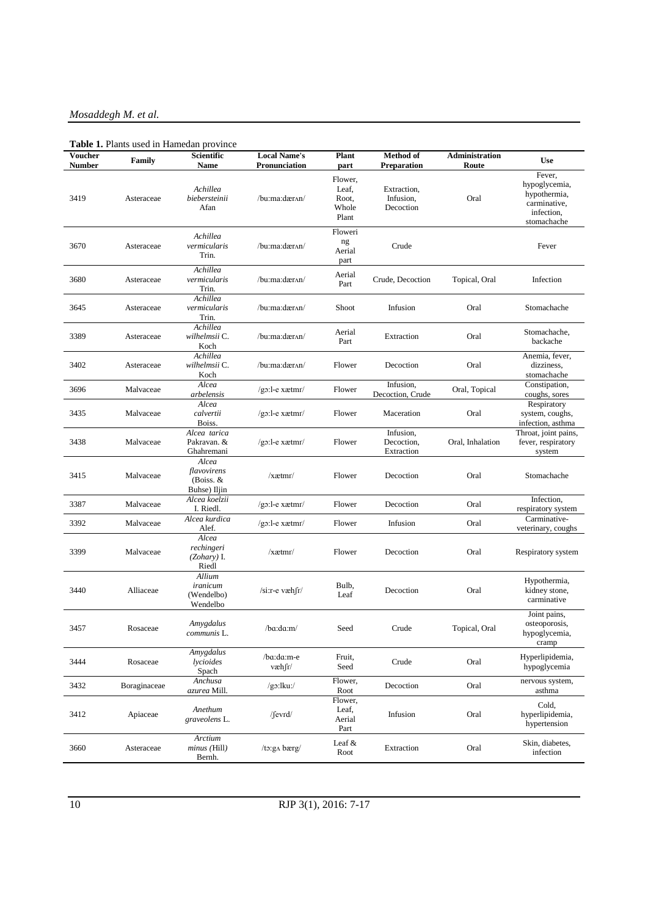**Table 1.** Plants used in Hamedan province

| Voucher Number | Family | Scientific Name | Local Name's Pronunciation | Plant part | Method of Preparation | Administration Route | Use |
|---|---|---|---|---|---|---|---|
| 3419 | Asteraceae | *Achillea biebersteinii* Afan | /buːmaːdærʌn/ | Flower, Leaf, Root, Whole Plant | Extraction, Infusion, Decoction | Oral | Fever, hypoglycemia, hypothermia, carminative, infection, stomachache |
| 3670 | Asteraceae | *Achillea vermicularis* Trin. | /buːmaːdærʌn/ | Flowering Aerial part | Crude | | Fever |
| 3680 | Asteraceae | *Achillea vermicularis* Trin. | /buːmaːdærʌn/ | Aerial Part | Crude, Decoction | Topical, Oral | Infection |
| 3645 | Asteraceae | *Achillea vermicularis* Trin. | /buːmaːdærʌn/ | Shoot | Infusion | Oral | Stomachache |
| 3389 | Asteraceae | *Achillea wilhelmsii* C. Koch | /buːmaːdærʌn/ | Aerial Part | Extraction | Oral | Stomachache, backache |
| 3402 | Asteraceae | *Achillea wilhelmsii* C. Koch | /buːmaːdærʌn/ | Flower | Decoction | Oral | Anemia, fever, dizziness, stomachache |
| 3696 | Malvaceae | *Alcea arbelensis* | /gɔːl-e xætmɪ/ | Flower | Infusion, Decoction, Crude | Oral, Topical | Constipation, coughs, sores |
| 3435 | Malvaceae | *Alcea calvertii* Boiss. | /gɔːl-e xætmɪ/ | Flower | Maceration | Oral | Respiratory system, coughs, infection, asthma |
| 3438 | Malvaceae | *Alcea tarica* Pakravan. & Ghahremani | /gɔːl-e xætmɪ/ | Flower | Infusion, Decoction, Extraction | Oral, Inhalation | Throat, joint pains, fever, respiratory system |
| 3415 | Malvaceae | *Alcea flavovirens* (Boiss. & Buhse) Iljin | /xætmɪ/ | Flower | Decoction | Oral | Stomachache |
| 3387 | Malvaceae | *Alcea koelzii* I. Riedl. | /gɔːl-e xætmɪ/ | Flower | Decoction | Oral | Infection, respiratory system |
| 3392 | Malvaceae | *Alcea kurdica* Alef. | /gɔːl-e xætmɪ/ | Flower | Infusion | Oral | Carminative-veterinary, coughs |
| 3399 | Malvaceae | *Alcea rechingeri (Zohary)* I. Riedl | /xætmɪ/ | Flower | Decoction | Oral | Respiratory system |
| 3440 | Alliaceae | *Allium iranicum* (Wendelbo) Wendelbo | /siːr-e væhʃɪ/ | Bulb, Leaf | Decoction | Oral | Hypothermia, kidney stone, carminative |
| 3457 | Rosaceae | *Amygdalus communis* L. | /bɑːdɑːm/ | Seed | Crude | Topical, Oral | Joint pains, osteoporosis, hypoglycemia, cramp |
| 3444 | Rosaceae | *Amygdalus lycioides* Spach | /bɑːdɑːm-e væhʃɪ/ | Fruit, Seed | Crude | Oral | Hyperlipidemia, hypoglycemia |
| 3432 | Boraginaceae | *Anchusa azurea* Mill. | /gɔːlkuː/ | Flower, Root | Decoction | Oral | nervous system, asthma |
| 3412 | Apiaceae | *Anethum graveolens* L. | /ʃevrd/ | Flower, Leaf, Aerial Part | Infusion | Oral | Cold, hyperlipidemia, hypertension |
| 3660 | Asteraceae | *Arctium minus (*Hill*)* Bernh. | /tɔːgʌ bærg/ | Leaf & Root | Extraction | Oral | Skin, diabetes, infection |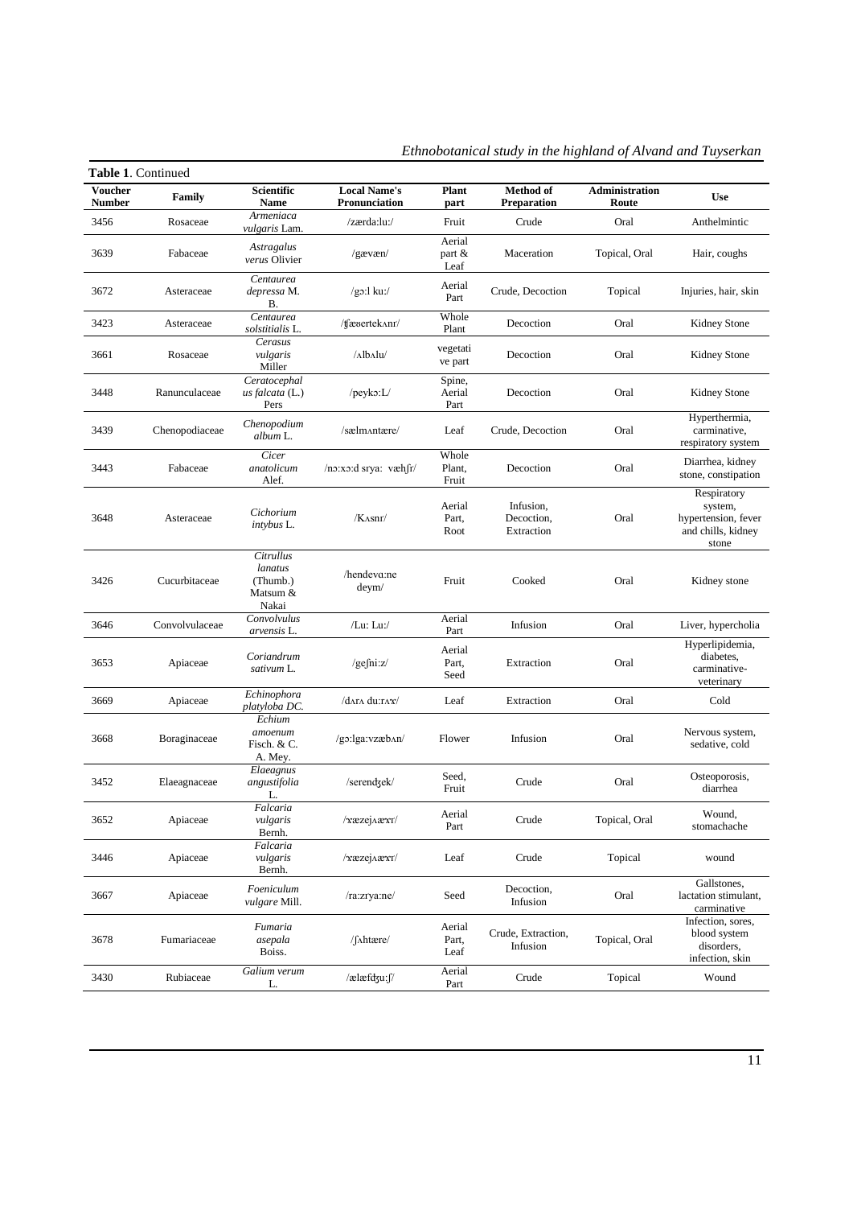**Table 1**. Continued

| Voucher Number | Family | Scientific Name | Local Name's Pronunciation | Plant part | Method of Preparation | Administration Route | Use |
|---|---|---|---|---|---|---|---|
| 3456 | Rosaceae | *Armeniaca vulgaris* Lam. | /zærda:lu:/ | Fruit | Crude | Oral | Anthelmintic |
| 3639 | Fabaceae | *Astragalus verus* Olivier | /gævæn/ | Aerial part & Leaf | Maceration | Topical, Oral | Hair, coughs |
| 3672 | Asteraceae | *Centaurea depressa* M. B. | /gɔ:l ku:/ | Aerial Part | Crude, Decoction | Topical | Injuries, hair, skin |
| 3423 | Asteraceae | *Centaurea solstitialis* L. | /ʧæsertekʌnr/ | Whole Plant | Decoction | Oral | Kidney Stone |
| 3661 | Rosaceae | *Cerasus vulgaris* Miller | /ʌlbʌlu/ | vegetative part | Decoction | Oral | Kidney Stone |
| 3448 | Ranunculaceae | *Ceratocephalus falcata* (L.) Pers | /peykɔ:L/ | Spine, Aerial Part | Decoction | Oral | Kidney Stone |
| 3439 | Chenopodiaceae | *Chenopodium album* L. | /sælmʌntære/ | Leaf | Crude, Decoction | Oral | Hyperthermia, carminative, respiratory system |
| 3443 | Fabaceae | *Cicer anatolicum* Alef. | /nɔ:xɔ:d srya: væhʃr/ | Whole Plant, Fruit | Decoction | Oral | Diarrhea, kidney stone, constipation |
| 3648 | Asteraceae | *Cichorium intybus* L. | /Kʌsnr/ | Aerial Part, Root | Infusion, Decoction, Extraction | Oral | Respiratory system, hypertension, fever and chills, kidney stone |
| 3426 | Cucurbitaceae | *Citrullus lanatus* (Thumb.) Matsum & Nakai | /hendeva:ne deym/ | Fruit | Cooked | Oral | Kidney stone |
| 3646 | Convolvulaceae | *Convolvulus arvensis* L. | /Lu: Lu:/ | Aerial Part | Infusion | Oral | Liver, hypercholia |
| 3653 | Apiaceae | *Coriandrum sativum* L. | /geʃni:z/ | Aerial Part, Seed | Extraction | Oral | Hyperlipidemia, diabetes, carminative-veterinary |
| 3669 | Apiaceae | *Echinophora platyloba DC.* | /dʌrʌ du:rʌɤ/ | Leaf | Extraction | Oral | Cold |
| 3668 | Boraginaceae | *Echium amoenum* Fisch. & C. A. Mey. | /gɔ:lga:vzæbʌn/ | Flower | Infusion | Oral | Nervous system, sedative, cold |
| 3452 | Elaeagnaceae | *Elaeagnus angustifolia* L. | /serendʒek/ | Seed, Fruit | Crude | Oral | Osteoporosis, diarrhea |
| 3652 | Apiaceae | *Falcaria vulgaris* Bernh. | /ɤæzejʌæɤr/ | Aerial Part | Crude | Topical, Oral | Wound, stomachache |
| 3446 | Apiaceae | *Falcaria vulgaris* Bernh. | /ɤæzejʌæɤr/ | Leaf | Crude | Topical | wound |
| 3667 | Apiaceae | *Foeniculum vulgare* Mill. | /ra:zrya:ne/ | Seed | Decoction, Infusion | Oral | Gallstones, lactation stimulant, carminative |
| 3678 | Fumariaceae | *Fumaria asepala* Boiss. | /ʃʌhtære/ | Aerial Part, Leaf | Crude, Extraction, Infusion | Topical, Oral | Infection, sores, blood system disorders, infection, skin |
| 3430 | Rubiaceae | *Galium verum* L. | /ælæfʤu:ʃ/ | Aerial Part | Crude | Topical | Wound |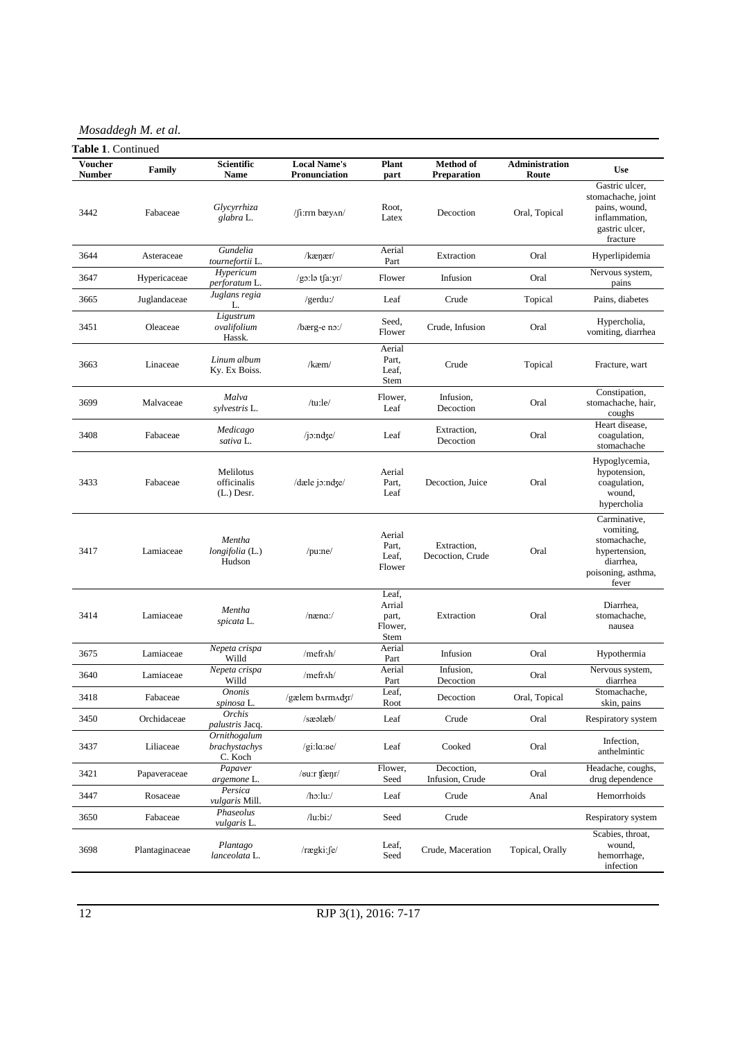**Table 1**. Continued

| Voucher Number | Family | Scientific Name | Local Name's Pronunciation | Plant part | Method of Preparation | Administration Route | Use |
|---|---|---|---|---|---|---|---|
| 3442 | Fabaceae | *Glycyrrhiza glabra* L. | /ʃi:rın bæyʌn/ | Root, Latex | Decoction | Oral, Topical | Gastric ulcer, stomachache, joint pains, wound, inflammation, gastric ulcer, fracture |
| 3644 | Asteraceae | *Gundelia tournefortii* L. | /kæŋær/ | Aerial Part | Extraction | Oral | Hyperlipidemia |
| 3647 | Hypericaceae | *Hypericum perforatum* L. | /gɔ:lə ʧa:yr/ | Flower | Infusion | Oral | Nervous system, pains |
| 3665 | Juglandaceae | *Juglans regia* L. | /gerdu:/ | Leaf | Crude | Topical | Pains, diabetes |
| 3451 | Oleaceae | *Ligustrum ovalifolium* Hassk. | /bærg-e nɔ:/ | Seed, Flower | Crude, Infusion | Oral | Hypercholia, vomiting, diarrhea |
| 3663 | Linaceae | *Linum album* Ky. Ex Boiss. | /kæm/ | Aerial Part, Leaf, Stem | Crude | Topical | Fracture, wart |
| 3699 | Malvaceae | *Malva sylvestris* L. | /tu:le/ | Flower, Leaf | Infusion, Decoction | Oral | Constipation, stomachache, hair, coughs |
| 3408 | Fabaceae | *Medicago sativa* L. | /jɔ:nʤe/ | Leaf | Extraction, Decoction | Oral | Heart disease, coagulation, stomachache |
| 3433 | Fabaceae | Melilotus officinalis (L.) Desr. | /dæle jɔ:nʤe/ | Aerial Part, Leaf | Decoction, Juice | Oral | Hypoglycemia, hypotension, coagulation, wound, hypercholia |
| 3417 | Lamiaceae | *Mentha longifolia* (L.) Hudson | /pu:ne/ | Aerial Part, Leaf, Flower | Extraction, Decoction, Crude | Oral | Carminative, vomiting, stomachache, hypertension, diarrhea, poisoning, asthma, fever |
| 3414 | Lamiaceae | *Mentha spicata* L. | /nænɑ:/ | Leaf, Arrial part, Flower, Stem | Extraction | Oral | Diarrhea, stomachache, nausea |
| 3675 | Lamiaceae | *Nepeta crispa* Willd | /mefrʌh/ | Aerial Part | Infusion | Oral | Hypothermia |
| 3640 | Lamiaceae | *Nepeta crispa* Willd | /mefrʌh/ | Aerial Part | Infusion, Decoction | Oral | Nervous system, diarrhea |
| 3418 | Fabaceae | *Ononis spinosa* L. | /gælem bʌrmʌʤr/ | Leaf, Root | Decoction | Oral, Topical | Stomachache, skin, pains |
| 3450 | Orchidaceae | *Orchis palustris* Jacq. | /sæəlæb/ | Leaf | Crude | Oral | Respiratory system |
| 3437 | Liliaceae | *Ornithogalum brachystachys* C. Koch | /gi:lɑ:ʁe/ | Leaf | Cooked | Oral | Infection, anthelmintic |
| 3421 | Papaveraceae | *Papaver argemone* L. | /ʁu:r ʧæŋr/ | Flower, Seed | Decoction, Infusion, Crude | Oral | Headache, coughs, drug dependence |
| 3447 | Rosaceae | *Persica vulgaris* Mill. | /hɔ:lu:/ | Leaf | Crude | Anal | Hemorrhoids |
| 3650 | Fabaceae | *Phaseolus vulgaris* L. | /lu:bi:/ | Seed | Crude | | Respiratory system |
| 3698 | Plantaginaceae | *Plantago lanceolata* L. | /rægki:ʃe/ | Leaf, Seed | Crude, Maceration | Topical, Orally | Scabies, throat, wound, hemorrhage, infection |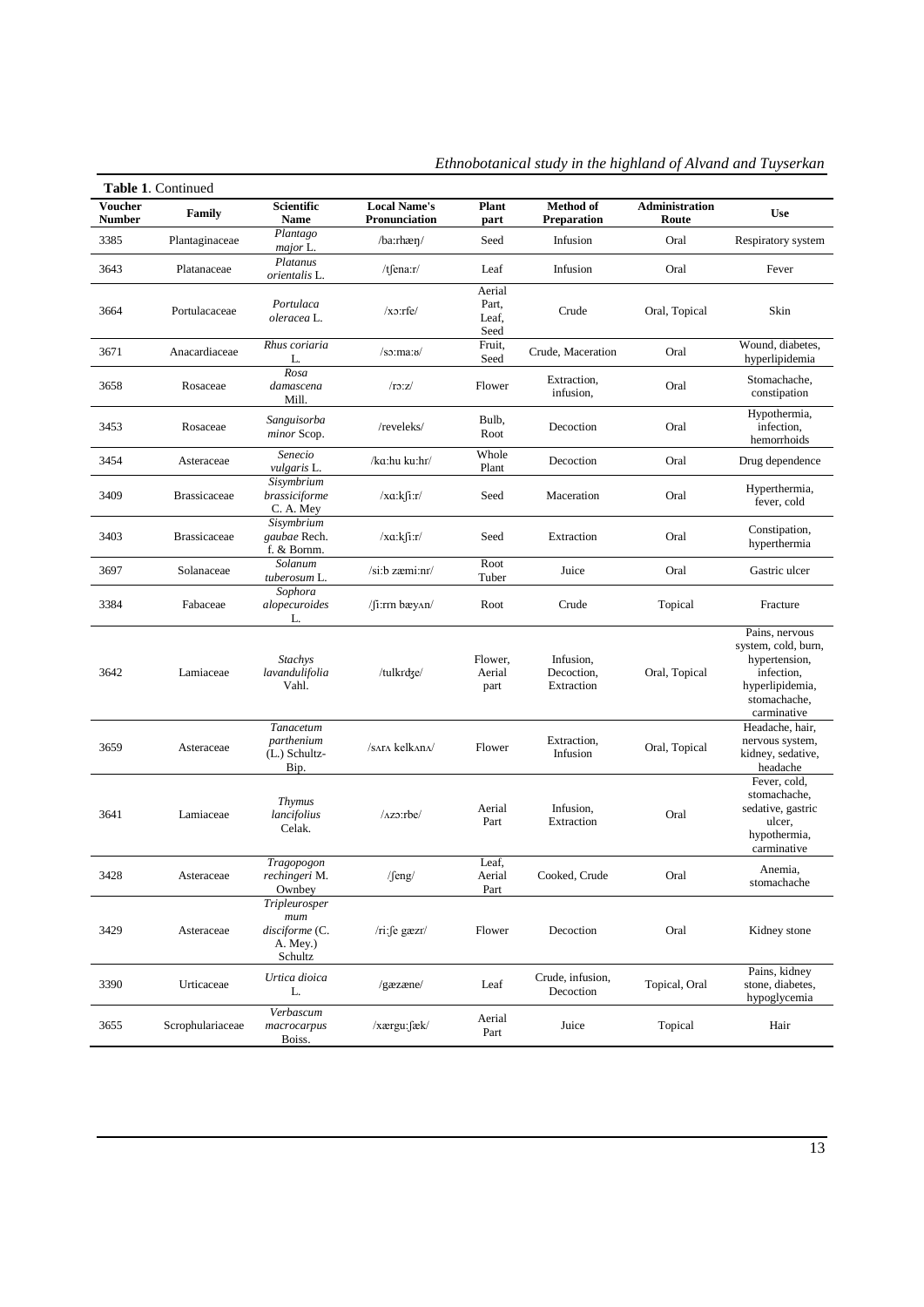**Table 1**. Continued

| Voucher Number | Family | Scientific Name | Local Name's Pronunciation | Plant part | Method of Preparation | Administration Route | Use |
|---|---|---|---|---|---|---|---|
| 3385 | Plantaginaceae | *Plantago major* L. | /ba:rhæŋ/ | Seed | Infusion | Oral | Respiratory system |
| 3643 | Platanaceae | *Platanus orientalis* L. | /tʃena:r/ | Leaf | Infusion | Oral | Fever |
| 3664 | Portulacaceae | *Portulaca oleracea* L. | /xɔ:rfe/ | Aerial Part, Leaf, Seed | Crude | Oral, Topical | Skin |
| 3671 | Anacardiaceae | *Rhus coriaria* L. | /sɔ:ma:ʁ/ | Fruit, Seed | Crude, Maceration | Oral | Wound, diabetes, hyperlipidemia |
| 3658 | Rosaceae | *Rosa damascena* Mill. | /rɔ:z/ | Flower | Extraction, infusion, | Oral | Stomachache, constipation |
| 3453 | Rosaceae | *Sanguisorba minor* Scop. | /reveleks/ | Bulb, Root | Decoction | Oral | Hypothermia, infection, hemorrhoids |
| 3454 | Asteraceae | *Senecio vulgaris* L. | /kɑ:hu ku:hr/ | Whole Plant | Decoction | Oral | Drug dependence |
| 3409 | Brassicaceae | *Sisymbrium brassiciforme* C. A. Mey | /xɑ:kʃi:r/ | Seed | Maceration | Oral | Hyperthermia, fever, cold |
| 3403 | Brassicaceae | *Sisymbrium gaubae* Rech. f. & Bornm. | /xɑ:kʃi:r/ | Seed | Extraction | Oral | Constipation, hyperthermia |
| 3697 | Solanaceae | *Solanum tuberosum* L. | /si:b zæmi:nr/ | Root Tuber | Juice | Oral | Gastric ulcer |
| 3384 | Fabaceae | *Sophora alopecuroides* L. | /ʃi:rrn bæyʌn/ | Root | Crude | Topical | Fracture |
| 3642 | Lamiaceae | *Stachys lavandulifolia* Vahl. | /tulkrdʒe/ | Flower, Aerial part | Infusion, Decoction, Extraction | Oral, Topical | Pains, nervous system, cold, burn, hypertension, infection, hyperlipidemia, stomachache, carminative |
| 3659 | Asteraceae | *Tanacetum parthenium* (L.) Schultz-Bip. | /sʌrʌ kelkʌnʌ/ | Flower | Extraction, Infusion | Oral, Topical | Headache, hair, nervous system, kidney, sedative, headache |
| 3641 | Lamiaceae | *Thymus lancifolius* Celak. | /ʌzɔ:rbe/ | Aerial Part | Infusion, Extraction | Oral | Fever, cold, stomachache, sedative, gastric ulcer, hypothermia, carminative |
| 3428 | Asteraceae | *Tragopogon rechingeri* M. Ownbey | /ʃeng/ | Leaf, Aerial Part | Cooked, Crude | Oral | Anemia, stomachache |
| 3429 | Asteraceae | *Tripleurospermum disciforme* (C. A. Mey.) Schultz | /ri:ʃe gæzr/ | Flower | Decoction | Oral | Kidney stone |
| 3390 | Urticaceae | *Urtica dioica* L. | /gæzæne/ | Leaf | Crude, infusion, Decoction | Topical, Oral | Pains, kidney stone, diabetes, hypoglycemia |
| 3655 | Scrophulariaceae | *Verbascum macrocarpus* Boiss. | /xærgu:ʃæk/ | Aerial Part | Juice | Topical | Hair |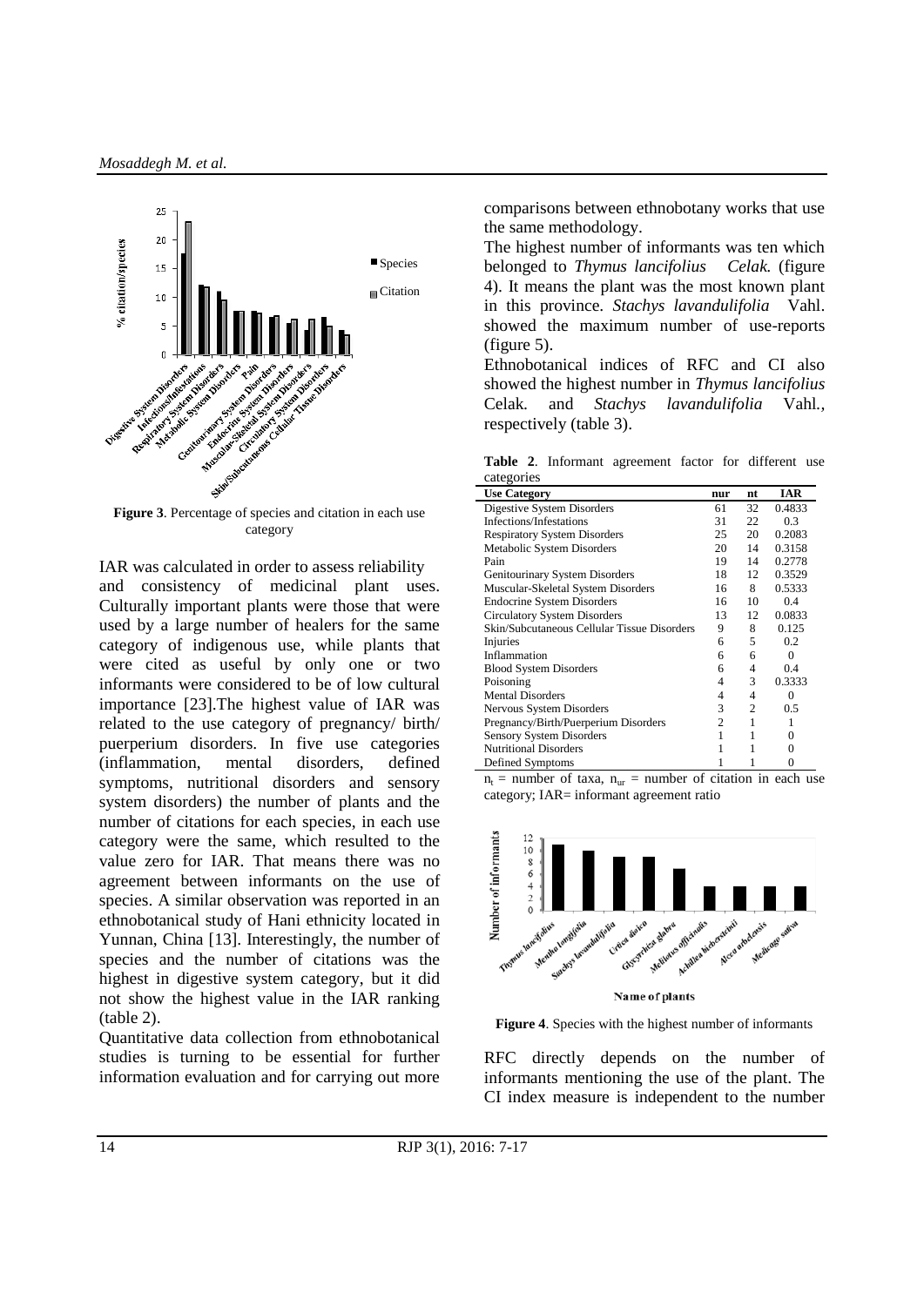**Figure 3**. Percentage of species and citation in each use category

IAR was calculated in order to assess reliability and consistency of medicinal plant uses. Culturally important plants were those that were used by a large number of healers for the same category of indigenous use, while plants that were cited as useful by only one or two informants were considered to be of low cultural importance [23].The highest value of IAR was related to the use category of pregnancy/ birth/ puerperium disorders. In five use categories (inflammation, mental disorders, defined symptoms, nutritional disorders and sensory system disorders) the number of plants and the number of citations for each species, in each use category were the same, which resulted to the value zero for IAR. That means there was no agreement between informants on the use of species. A similar observation was reported in an ethnobotanical study of Hani ethnicity located in Yunnan, China [13]. Interestingly, the number of species and the number of citations was the highest in digestive system category, but it did not show the highest value in the IAR ranking (table 2).

Quantitative data collection from ethnobotanical studies is turning to be essential for further information evaluation and for carrying out more comparisons between ethnobotany works that use the same methodology.

The highest number of informants was ten which belonged to *Thymus lancifolius Celak.* (figure 4). It means the plant was the most known plant in this province. *Stachys lavandulifolia* Vahl. showed the maximum number of use-reports (figure 5).

Ethnobotanical indices of RFC and CI also showed the highest number in *Thymus lancifolius* Celak. and *Stachys lavandulifolia* Vahl., respectively (table 3).

**Table 2**. Informant agreement factor for different use categories

| Use Category | nur | nt | IAR |
|---|---|---|---|
| Digestive System Disorders | 61 | 32 | 0.4833 |
| Infections/Infestations | 31 | 22 | 0.3 |
| Respiratory System Disorders | 25 | 20 | 0.2083 |
| Metabolic System Disorders | 20 | 14 | 0.3158 |
| Pain | 19 | 14 | 0.2778 |
| Genitourinary System Disorders | 18 | 12 | 0.3529 |
| Muscular-Skeletal System Disorders | 16 | 8 | 0.5333 |
| Endocrine System Disorders | 16 | 10 | 0.4 |
| Circulatory System Disorders | 13 | 12 | 0.0833 |
| Skin/Subcutaneous Cellular Tissue Disorders | 9 | 8 | 0.125 |
| Injuries | 6 | 5 | 0.2 |
| Inflammation | 6 | 6 | 0 |
| Blood System Disorders | 6 | 4 | 0.4 |
| Poisoning | 4 | 3 | 0.3333 |
| Mental Disorders | 4 | 4 | 0 |
| Nervous System Disorders | 3 | 2 | 0.5 |
| Pregnancy/Birth/Puerperium Disorders | 2 | 1 | 1 |
| Sensory System Disorders | 1 | 1 | 0 |
| Nutritional Disorders | 1 | 1 | 0 |
| Defined Symptoms | 1 | 1 | 0 |

$n_t$ = number of taxa, $n_{ur}$ = number of citation in each use category; IAR= informant agreement ratio

**Figure 4**. Species with the highest number of informants

RFC directly depends on the number of informants mentioning the use of the plant. The CI index measure is independent to the number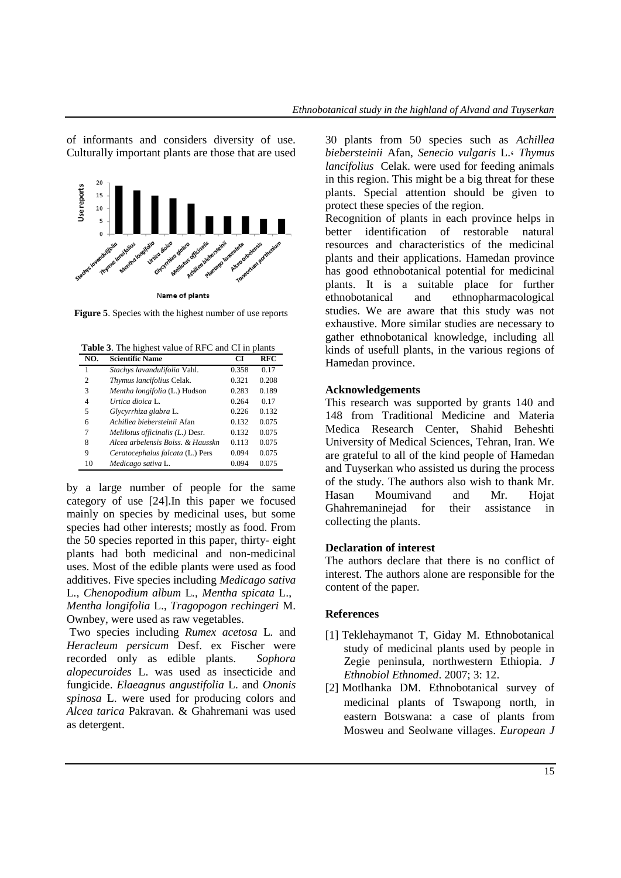of informants and considers diversity of use. Culturally important plants are those that are used

**Figure 5**. Species with the highest number of use reports

**Table 3**. The highest value of RFC and CI in plants

| NO. | Scientific Name | CI | RFC |
|---|---|---|---|
| 1 | *Stachys lavandulifolia* Vahl. | 0.358 | 0.17 |
| 2 | *Thymus lancifolius* Celak. | 0.321 | 0.208 |
| 3 | *Mentha longifolia* (L.) Hudson | 0.283 | 0.189 |
| 4 | *Urtica dioica* L. | 0.264 | 0.17 |
| 5 | *Glycyrrhiza glabra* L. | 0.226 | 0.132 |
| 6 | *Achillea biebersteinii* Afan | 0.132 | 0.075 |
| 7 | *Melilotus officinalis (L.)* Desr. | 0.132 | 0.075 |
| 8 | *Alcea arbelensis* Boiss. & Hausskn | 0.113 | 0.075 |
| 9 | *Ceratocephalus falcata* (L.) Pers | 0.094 | 0.075 |
| 10 | *Medicago sativa* L. | 0.094 | 0.075 |

by a large number of people for the same category of use [24].In this paper we focused mainly on species by medicinal uses, but some species had other interests; mostly as food. From the 50 species reported in this paper, thirty- eight plants had both medicinal and non-medicinal uses. Most of the edible plants were used as food additives. Five species including *Medicago sativa* L., *Chenopodium album* L., *Mentha spicata* L., *Mentha longifolia* L., *Tragopogon rechingeri* M. Ownbey, were used as raw vegetables.

Two species including *Rumex acetosa* L. and *Heracleum persicum* Desf. ex Fischer were recorded only as edible plants. *Sophora alopecuroides* L. was used as insecticide and fungicide. *Elaeagnus angustifolia* L. and *Ononis spinosa* L. were used for producing colors and *Alcea tarica* Pakravan. & Ghahremani was used as detergent.

30 plants from 50 species such as *Achillea biebersteinii* Afan, *Senecio vulgaris* L.، *Thymus lancifolius* Celak. were used for feeding animals in this region. This might be a big threat for these plants. Special attention should be given to protect these species of the region.

Recognition of plants in each province helps in better identification of restorable natural resources and characteristics of the medicinal plants and their applications. Hamedan province has good ethnobotanical potential for medicinal plants. It is a suitable place for further ethnobotanical and ethnopharmacological studies. We are aware that this study was not exhaustive. More similar studies are necessary to gather ethnobotanical knowledge, including all kinds of usefull plants, in the various regions of Hamedan province.

### Acknowledgements

This research was supported by grants 140 and 148 from Traditional Medicine and Materia Medica Research Center, Shahid Beheshti University of Medical Sciences, Tehran, Iran. We are grateful to all of the kind people of Hamedan and Tuyserkan who assisted us during the process of the study. The authors also wish to thank Mr. Hasan Moumivand and Mr. Hojat Ghahremaninejad for their assistance in collecting the plants.

### Declaration of interest

The authors declare that there is no conflict of interest. The authors alone are responsible for the content of the paper.

### References

[1] Teklehaymanot T, Giday M. Ethnobotanical study of medicinal plants used by people in Zegie peninsula, northwestern Ethiopia. *J Ethnobiol Ethnomed*. 2007; 3: 12.

[2] Motlhanka DM. Ethnobotanical survey of medicinal plants of Tswapong north, in eastern Botswana: a case of plants from Mosweu and Seolwane villages. *European J*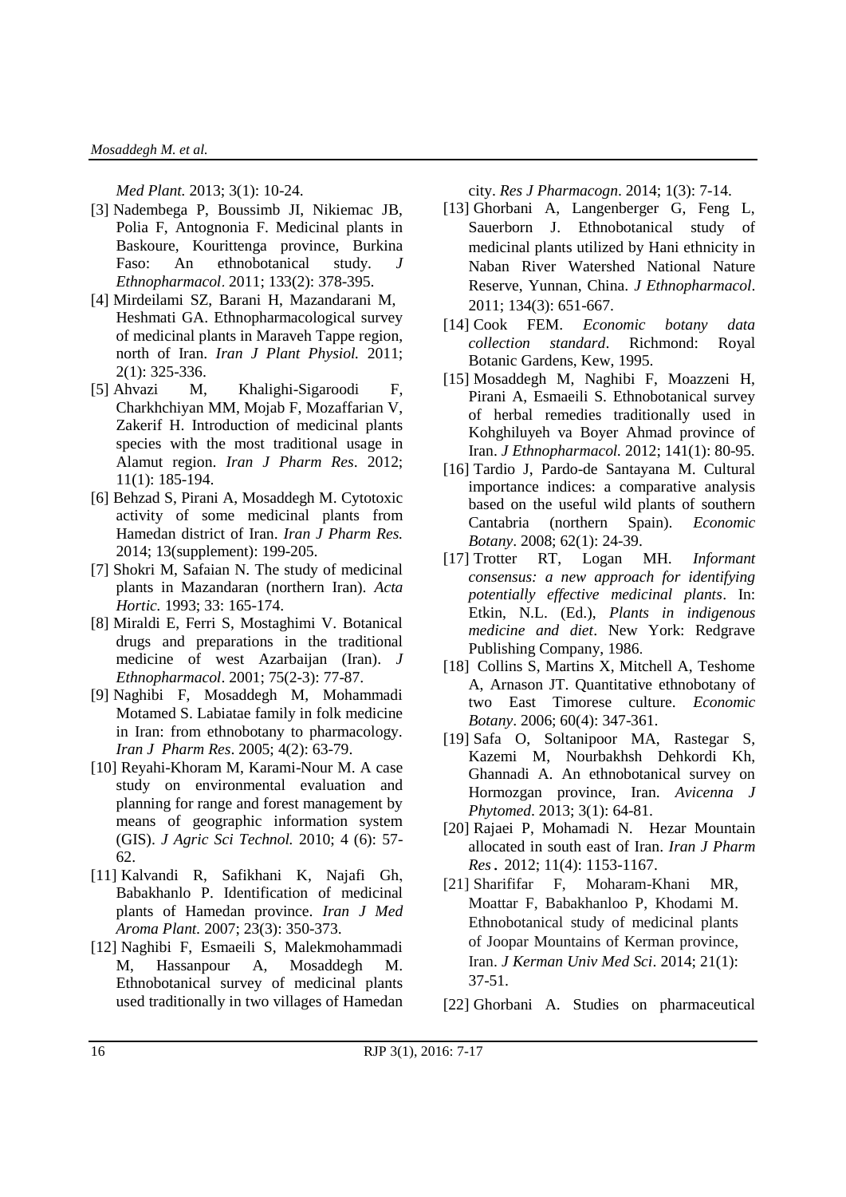*Med Plant.* 2013; 3(1): 10-24.

[3] Nadembega P, Boussimb JI, Nikiemac JB, Polia F, Antognonia F. Medicinal plants in Baskoure, Kourittenga province, Burkina Faso: An ethnobotanical study. *J Ethnopharmacol*. 2011; 133(2): 378-395.

[4] Mirdeilami SZ, Barani H, Mazandarani M, Heshmati GA. Ethnopharmacological survey of medicinal plants in Maraveh Tappe region, north of Iran. *Iran J Plant Physiol.* 2011; 2(1): 325-336.

[5] Ahvazi M, Khalighi-Sigaroodi F, Charkhchiyan MM, Mojab F, Mozaffarian V, Zakerif H. Introduction of medicinal plants species with the most traditional usage in Alamut region. *Iran J Pharm Res*. 2012; 11(1): 185-194.

[6] Behzad S, Pirani A, Mosaddegh M. Cytotoxic activity of some medicinal plants from Hamedan district of Iran. *Iran J Pharm Res.* 2014; 13(supplement): 199-205.

[7] Shokri M, Safaian N. The study of medicinal plants in Mazandaran (northern Iran). *Acta Hortic.* 1993; 33: 165-174.

[8] Miraldi E, Ferri S, Mostaghimi V. Botanical drugs and preparations in the traditional medicine of west Azarbaijan (Iran). *J Ethnopharmacol*. 2001; 75(2-3): 77-87.

[9] Naghibi F, Mosaddegh M, Mohammadi Motamed S. Labiatae family in folk medicine in Iran: from ethnobotany to pharmacology. *Iran J Pharm Res*. 2005; 4(2): 63-79.

[10] Reyahi-Khoram M, Karami-Nour M. A case study on environmental evaluation and planning for range and forest management by means of geographic information system (GIS). *J Agric Sci Technol.* 2010; 4 (6): 57-62.

[11] Kalvandi R, Safikhani K, Najafi Gh, Babakhanlo P. Identification of medicinal plants of Hamedan province. *Iran J Med Aroma Plant*. 2007; 23(3): 350-373.

[12] Naghibi F, Esmaeili S, Malekmohammadi M, Hassanpour A, Mosaddegh M. Ethnobotanical survey of medicinal plants used traditionally in two villages of Hamedan city. *Res J Pharmacogn*. 2014; 1(3): 7-14.

[13] Ghorbani A, Langenberger G, Feng L, Sauerborn J. Ethnobotanical study of medicinal plants utilized by Hani ethnicity in Naban River Watershed National Nature Reserve, Yunnan, China. *J Ethnopharmacol*. 2011; 134(3): 651-667.

[14] Cook FEM. *Economic botany data collection standard*. Richmond: Royal Botanic Gardens, Kew, 1995.

[15] Mosaddegh M, Naghibi F, Moazzeni H, Pirani A, Esmaeili S. Ethnobotanical survey of herbal remedies traditionally used in Kohghiluyeh va Boyer Ahmad province of Iran. *J Ethnopharmacol.* 2012; 141(1): 80-95.

[16] Tardio J, Pardo-de Santayana M. Cultural importance indices: a comparative analysis based on the useful wild plants of southern Cantabria (northern Spain). *Economic Botany*. 2008; 62(1): 24-39.

[17] Trotter RT, Logan MH. *Informant consensus: a new approach for identifying potentially effective medicinal plants*. In: Etkin, N.L. (Ed.), *Plants in indigenous medicine and diet*. New York: Redgrave Publishing Company, 1986.

[18] Collins S, Martins X, Mitchell A, Teshome A, Arnason JT. Quantitative ethnobotany of two East Timorese culture. *Economic Botany*. 2006; 60(4): 347-361.

[19] Safa O, Soltanipoor MA, Rastegar S, Kazemi M, Nourbakhsh Dehkordi Kh, Ghannadi A. An ethnobotanical survey on Hormozgan province, Iran. *Avicenna J Phytomed*. 2013; 3(1): 64-81.

[20] Rajaei P, Mohamadi N. Hezar Mountain allocated in south east of Iran. *Iran J Pharm Res*. 2012; 11(4): 1153-1167.

[21] Sharififar F, Moharam-Khani MR, Moattar F, Babakhanloo P, Khodami M. Ethnobotanical study of medicinal plants of Joopar Mountains of Kerman province, Iran. *J Kerman Univ Med Sci*. 2014; 21(1): 37-51.

[22] Ghorbani A. Studies on pharmaceutical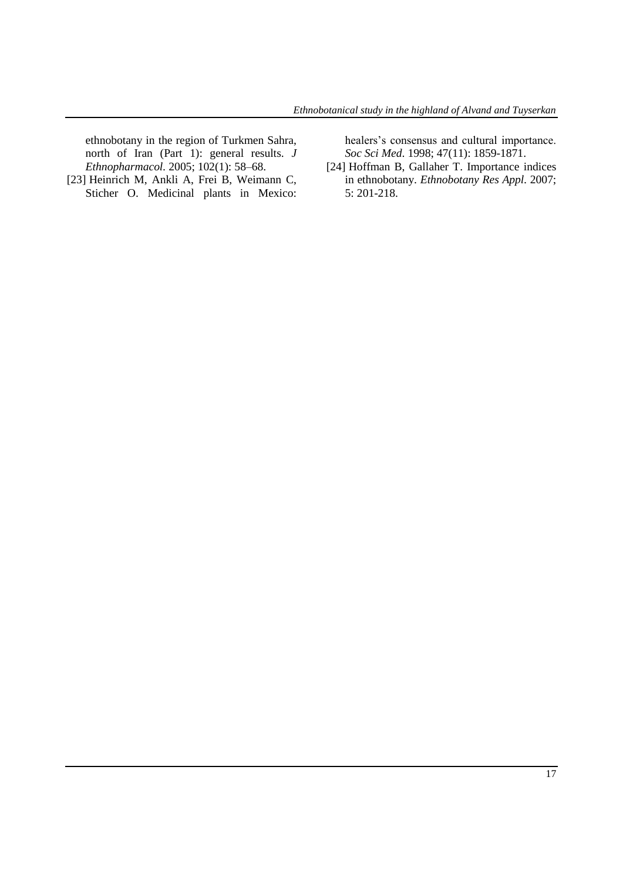ethnobotany in the region of Turkmen Sahra, north of Iran (Part 1): general results. *J Ethnopharmacol*. 2005; 102(1): 58–68.

[23] Heinrich M, Ankli A, Frei B, Weimann C, Sticher O. Medicinal plants in Mexico: healers's consensus and cultural importance. *Soc Sci Med*. 1998; 47(11): 1859-1871.

[24] Hoffman B, Gallaher T. Importance indices in ethnobotany. *Ethnobotany Res Appl*. 2007; 5: 201-218.